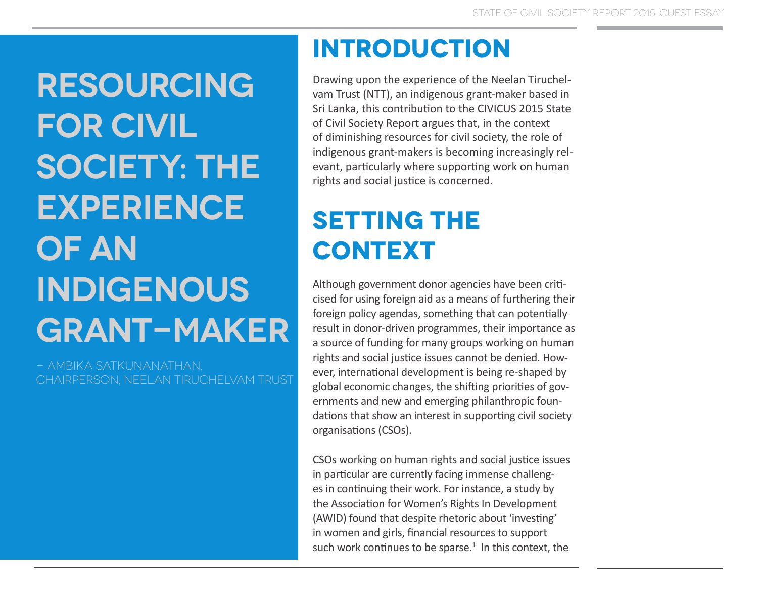# Resourcing for Civil Society: The Experience of an Indigenous Grant-Maker

– Ambika Satkunanathan, Chairperson, Neelan Tiruchelvam Trust

## Introduction

Drawing upon the experience of the Neelan Tiruchelvam Trust (NTT), an indigenous grant-maker based in Sri Lanka, this contribution to the CIVICUS 2015 State of Civil Society Report argues that, in the context of diminishing resources for civil society, the role of indigenous grant-makers is becoming increasingly relevant, particularly where supporting work on human rights and social justice is concerned.

## Setting the Context

Although government donor agencies have been criticised for using foreign aid as a means of furthering their foreign policy agendas, something that can potentially result in donor-driven programmes, their importance as a source of funding for many groups working on human rights and social justice issues cannot be denied. However, international development is being re-shaped by global economic changes, the shifting priorities of governments and new and emerging philanthropic foundations that show an interest in supporting civil society organisations (CSOs).

CSOs working on human rights and social justice issues in particular are currently facing immense challenges in continuing their work. For instance, a study by the Association for Women's Rights In Development (AWID) found that despite rhetoric about 'investing' in women and girls, financial resources to support such work continues to be sparse.[1] In this context, the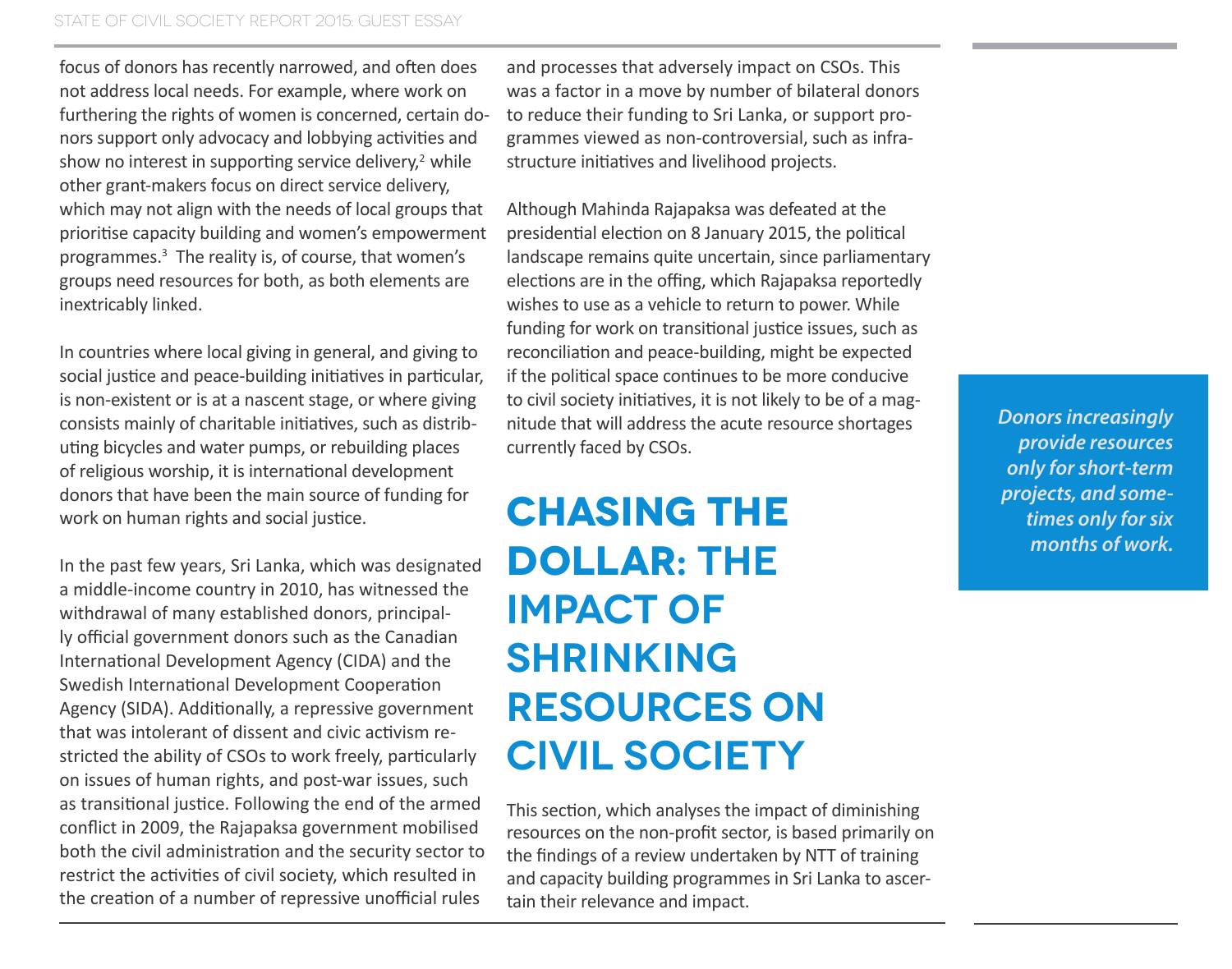focus of donors has recently narrowed, and often does not address local needs. For example, where work on furthering the rights of women is concerned, certain donors support only advocacy and lobbying activities and show no interest in supporting service delivery,[2] while other grant-makers focus on direct service delivery, which may not align with the needs of local groups that prioritise capacity building and women's empowerment programmes.[3] The reality is, of course, that women's groups need resources for both, as both elements are inextricably linked.

In countries where local giving in general, and giving to social justice and peace-building initiatives in particular, is non-existent or is at a nascent stage, or where giving consists mainly of charitable initiatives, such as distributing bicycles and water pumps, or rebuilding places of religious worship, it is international development donors that have been the main source of funding for work on human rights and social justice.

In the past few years, Sri Lanka, which was designated a middle-income country in 2010, has witnessed the withdrawal of many established donors, principally official government donors such as the Canadian International Development Agency (CIDA) and the Swedish International Development Cooperation Agency (SIDA). Additionally, a repressive government that was intolerant of dissent and civic activism restricted the ability of CSOs to work freely, particularly on issues of human rights, and post-war issues, such as transitional justice. Following the end of the armed conflict in 2009, the Rajapaksa government mobilised both the civil administration and the security sector to restrict the activities of civil society, which resulted in the creation of a number of repressive unofficial rules and processes that adversely impact on CSOs. This was a factor in a move by number of bilateral donors to reduce their funding to Sri Lanka, or support programmes viewed as non-controversial, such as infrastructure initiatives and livelihood projects.

Although Mahinda Rajapaksa was defeated at the presidential election on 8 January 2015, the political landscape remains quite uncertain, since parliamentary elections are in the offing, which Rajapaksa reportedly wishes to use as a vehicle to return to power. While funding for work on transitional justice issues, such as reconciliation and peace-building, might be expected if the political space continues to be more conducive to civil society initiatives, it is not likely to be of a magnitude that will address the acute resource shortages currently faced by CSOs.

## CHASING THE DOLLAR: THE IMPACT OF SHRINKING RESOURCES ON CIVIL SOCIETY

This section, which analyses the impact of diminishing resources on the non-profit sector, is based primarily on the findings of a review undertaken by NTT of training and capacity building programmes in Sri Lanka to ascertain their relevance and impact.

> ***Donors increasingly provide resources only for short-term projects, and sometimes only for six months of work.***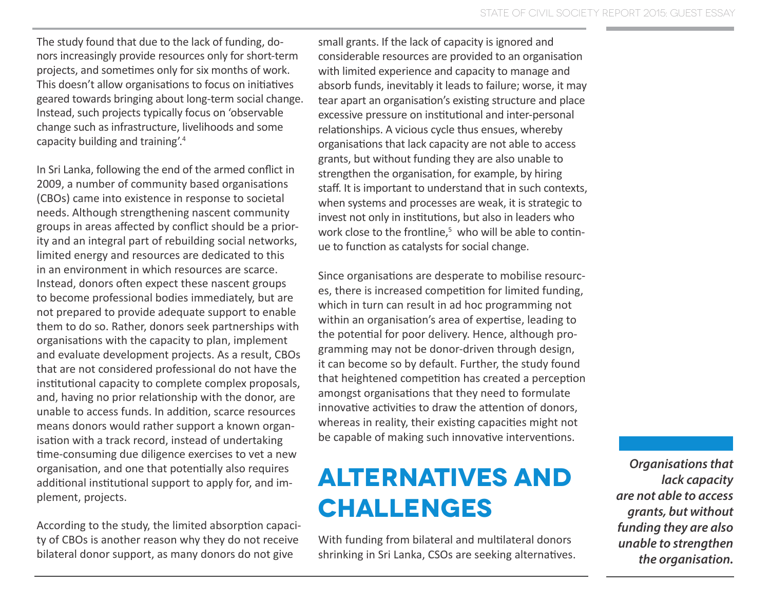The study found that due to the lack of funding, donors increasingly provide resources only for short-term projects, and sometimes only for six months of work. This doesn't allow organisations to focus on initiatives geared towards bringing about long-term social change. Instead, such projects typically focus on 'observable change such as infrastructure, livelihoods and some capacity building and training'.[4]

In Sri Lanka, following the end of the armed conflict in 2009, a number of community based organisations (CBOs) came into existence in response to societal needs. Although strengthening nascent community groups in areas affected by conflict should be a priority and an integral part of rebuilding social networks, limited energy and resources are dedicated to this in an environment in which resources are scarce. Instead, donors often expect these nascent groups to become professional bodies immediately, but are not prepared to provide adequate support to enable them to do so. Rather, donors seek partnerships with organisations with the capacity to plan, implement and evaluate development projects. As a result, CBOs that are not considered professional do not have the institutional capacity to complete complex proposals, and, having no prior relationship with the donor, are unable to access funds. In addition, scarce resources means donors would rather support a known organisation with a track record, instead of undertaking time-consuming due diligence exercises to vet a new organisation, and one that potentially also requires additional institutional support to apply for, and implement, projects.

According to the study, the limited absorption capacity of CBOs is another reason why they do not receive bilateral donor support, as many donors do not give small grants. If the lack of capacity is ignored and considerable resources are provided to an organisation with limited experience and capacity to manage and absorb funds, inevitably it leads to failure; worse, it may tear apart an organisation's existing structure and place excessive pressure on institutional and inter-personal relationships. A vicious cycle thus ensues, whereby organisations that lack capacity are not able to access grants, but without funding they are also unable to strengthen the organisation, for example, by hiring staff. It is important to understand that in such contexts, when systems and processes are weak, it is strategic to invest not only in institutions, but also in leaders who work close to the frontline,[5] who will be able to continue to function as catalysts for social change.

Since organisations are desperate to mobilise resources, there is increased competition for limited funding, which in turn can result in ad hoc programming not within an organisation's area of expertise, leading to the potential for poor delivery. Hence, although programming may not be donor-driven through design, it can become so by default. Further, the study found that heightened competition has created a perception amongst organisations that they need to formulate innovative activities to draw the attention of donors, whereas in reality, their existing capacities might not be capable of making such innovative interventions.

> ***Organisations that lack capacity are not able to access grants, but without funding they are also unable to strengthen the organisation.***

## ALTERNATIVES AND CHALLENGES

With funding from bilateral and multilateral donors shrinking in Sri Lanka, CSOs are seeking alternatives.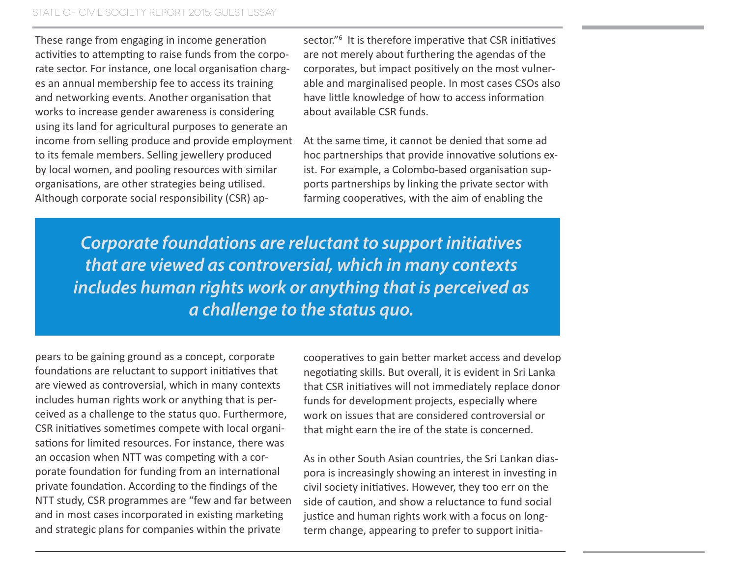These range from engaging in income generation activities to attempting to raise funds from the corporate sector. For instance, one local organisation charges an annual membership fee to access its training and networking events. Another organisation that works to increase gender awareness is considering using its land for agricultural purposes to generate an income from selling produce and provide employment to its female members. Selling jewellery produced by local women, and pooling resources with similar organisations, are other strategies being utilised. Although corporate social responsibility (CSR) appears to be gaining ground as a concept, corporate foundations are reluctant to support initiatives that are viewed as controversial, which in many contexts includes human rights work or anything that is perceived as a challenge to the status quo. Furthermore, CSR initiatives sometimes compete with local organisations for limited resources. For instance, there was an occasion when NTT was competing with a corporate foundation for funding from an international private foundation. According to the findings of the NTT study, CSR programmes are "few and far between and in most cases incorporated in existing marketing and strategic plans for companies within the private sector."[6] It is therefore imperative that CSR initiatives are not merely about furthering the agendas of the corporates, but impact positively on the most vulnerable and marginalised people. In most cases CSOs also have little knowledge of how to access information about available CSR funds.

> ***Corporate foundations are reluctant to support initiatives that are viewed as controversial, which in many contexts includes human rights work or anything that is perceived as a challenge to the status quo.***

At the same time, it cannot be denied that some ad hoc partnerships that provide innovative solutions exist. For example, a Colombo-based organisation supports partnerships by linking the private sector with farming cooperatives, with the aim of enabling the cooperatives to gain better market access and develop negotiating skills. But overall, it is evident in Sri Lanka that CSR initiatives will not immediately replace donor funds for development projects, especially where work on issues that are considered controversial or that might earn the ire of the state is concerned.

As in other South Asian countries, the Sri Lankan diaspora is increasingly showing an interest in investing in civil society initiatives. However, they too err on the side of caution, and show a reluctance to fund social justice and human rights work with a focus on long-term change, appearing to prefer to support initia-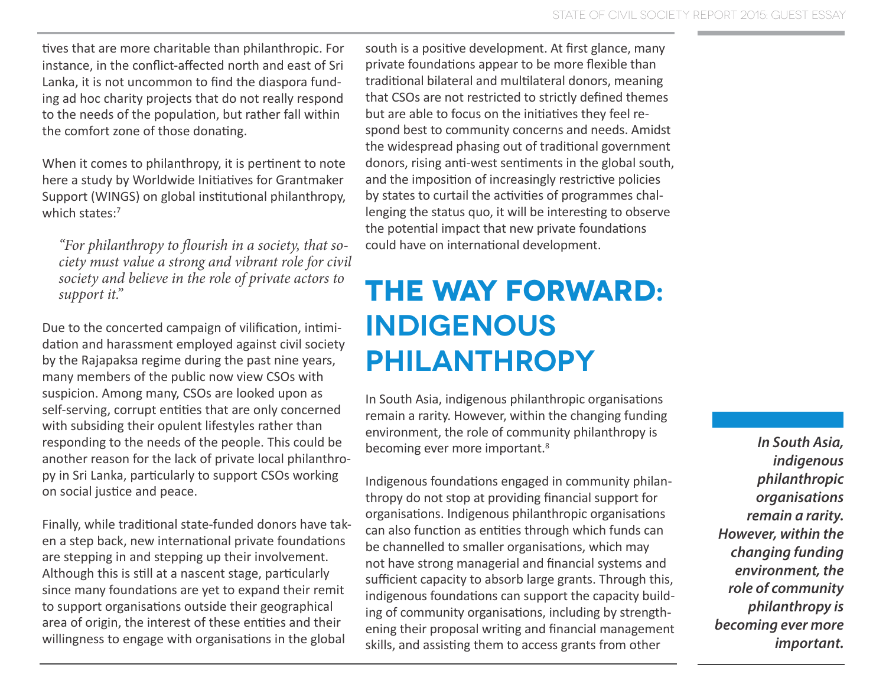tives that are more charitable than philanthropic. For instance, in the conflict-affected north and east of Sri Lanka, it is not uncommon to find the diaspora funding ad hoc charity projects that do not really respond to the needs of the population, but rather fall within the comfort zone of those donating.

When it comes to philanthropy, it is pertinent to note here a study by Worldwide Initiatives for Grantmaker Support (WINGS) on global institutional philanthropy, which states:[7]

> *"For philanthropy to flourish in a society, that society must value a strong and vibrant role for civil society and believe in the role of private actors to support it."*

Due to the concerted campaign of vilification, intimidation and harassment employed against civil society by the Rajapaksa regime during the past nine years, many members of the public now view CSOs with suspicion. Among many, CSOs are looked upon as self-serving, corrupt entities that are only concerned with subsiding their opulent lifestyles rather than responding to the needs of the people. This could be another reason for the lack of private local philanthropy in Sri Lanka, particularly to support CSOs working on social justice and peace.

Finally, while traditional state-funded donors have taken a step back, new international private foundations are stepping in and stepping up their involvement. Although this is still at a nascent stage, particularly since many foundations are yet to expand their remit to support organisations outside their geographical area of origin, the interest of these entities and their willingness to engage with organisations in the global south is a positive development. At first glance, many private foundations appear to be more flexible than traditional bilateral and multilateral donors, meaning that CSOs are not restricted to strictly defined themes but are able to focus on the initiatives they feel respond best to community concerns and needs. Amidst the widespread phasing out of traditional government donors, rising anti-west sentiments in the global south, and the imposition of increasingly restrictive policies by states to curtail the activities of programmes challenging the status quo, it will be interesting to observe the potential impact that new private foundations could have on international development.

## THE WAY FORWARD: INDIGENOUS PHILANTHROPY

In South Asia, indigenous philanthropic organisations remain a rarity. However, within the changing funding environment, the role of community philanthropy is becoming ever more important.[8]

Indigenous foundations engaged in community philanthropy do not stop at providing financial support for organisations. Indigenous philanthropic organisations can also function as entities through which funds can be channelled to smaller organisations, which may not have strong managerial and financial systems and sufficient capacity to absorb large grants. Through this, indigenous foundations can support the capacity building of community organisations, including by strengthening their proposal writing and financial management skills, and assisting them to access grants from other

***In South Asia, indigenous philanthropic organisations remain a rarity. However, within the changing funding environment, the role of community philanthropy is becoming ever more important.***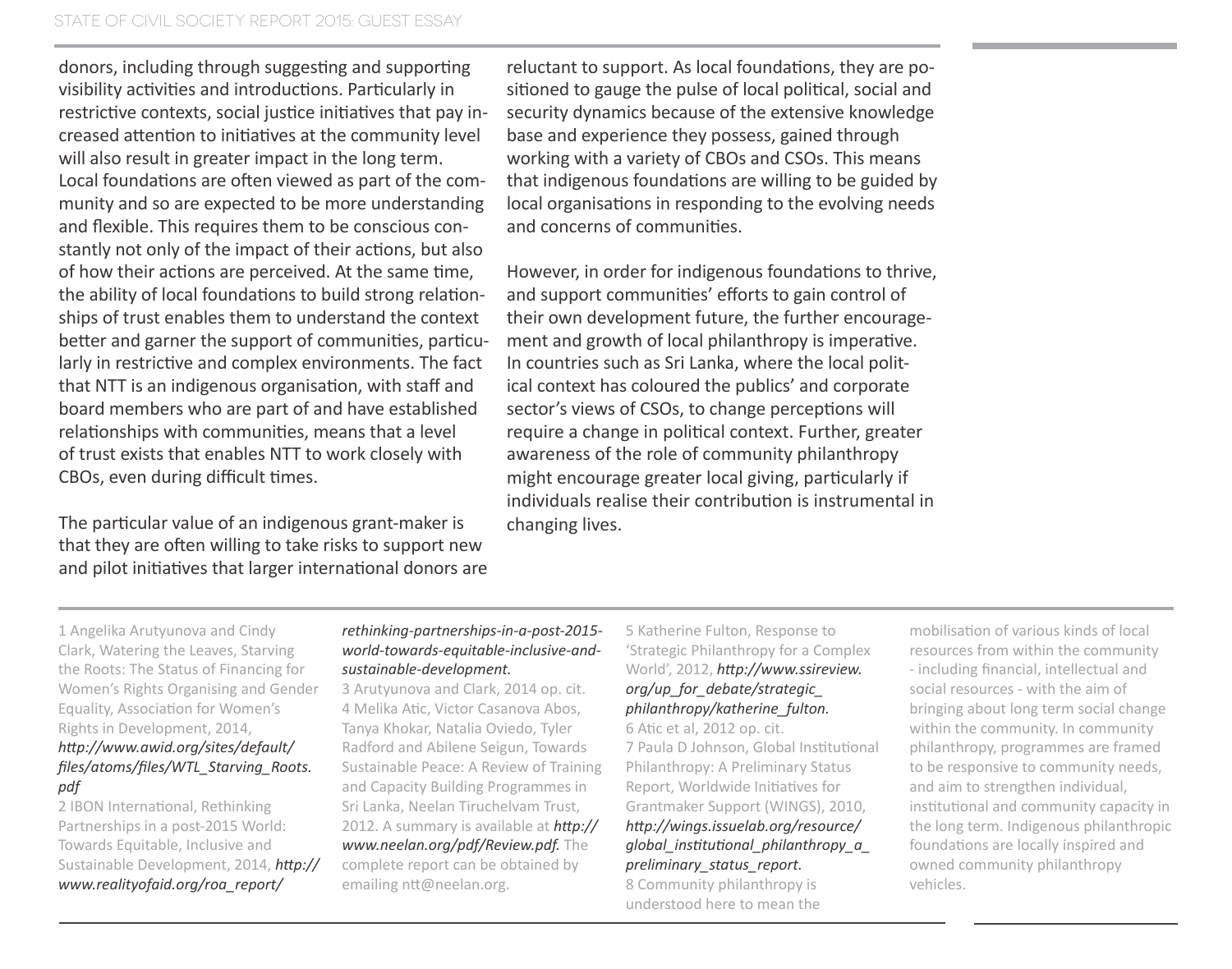donors, including through suggesting and supporting visibility activities and introductions. Particularly in restrictive contexts, social justice initiatives that pay increased attention to initiatives at the community level will also result in greater impact in the long term. Local foundations are often viewed as part of the community and so are expected to be more understanding and flexible. This requires them to be conscious constantly not only of the impact of their actions, but also of how their actions are perceived. At the same time, the ability of local foundations to build strong relationships of trust enables them to understand the context better and garner the support of communities, particularly in restrictive and complex environments. The fact that NTT is an indigenous organisation, with staff and board members who are part of and have established relationships with communities, means that a level of trust exists that enables NTT to work closely with CBOs, even during difficult times.

The particular value of an indigenous grant-maker is that they are often willing to take risks to support new and pilot initiatives that larger international donors are reluctant to support. As local foundations, they are positioned to gauge the pulse of local political, social and security dynamics because of the extensive knowledge base and experience they possess, gained through working with a variety of CBOs and CSOs. This means that indigenous foundations are willing to be guided by local organisations in responding to the evolving needs and concerns of communities.

However, in order for indigenous foundations to thrive, and support communities' efforts to gain control of their own development future, the further encouragement and growth of local philanthropy is imperative. In countries such as Sri Lanka, where the local political context has coloured the publics' and corporate sector's views of CSOs, to change perceptions will require a change in political context. Further, greater awareness of the role of community philanthropy might encourage greater local giving, particularly if individuals realise their contribution is instrumental in changing lives.

---

1 Angelika Arutyunova and Cindy Clark, Watering the Leaves, Starving the Roots: The Status of Financing for Women's Rights Organising and Gender Equality, Association for Women's Rights in Development, 2014, *http://www.awid.org/sites/default/files/atoms/files/WTL_Starving_Roots.pdf*

2 IBON International, Rethinking Partnerships in a post-2015 World: Towards Equitable, Inclusive and Sustainable Development, 2014, *http://www.realityofaid.org/roa_report/rethinking-partnerships-in-a-post-2015-world-towards-equitable-inclusive-and-sustainable-development.*

3 Arutyunova and Clark, 2014 op. cit.

4 Melika Atic, Victor Casanova Abos, Tanya Khokar, Natalia Oviedo, Tyler Radford and Abilene Seigun, Towards Sustainable Peace: A Review of Training and Capacity Building Programmes in Sri Lanka, Neelan Tiruchelvam Trust, 2012. A summary is available at *http://www.neelan.org/pdf/Review.pdf.* The complete report can be obtained by emailing ntt@neelan.org.

5 Katherine Fulton, Response to 'Strategic Philanthropy for a Complex World', 2012, *http://www.ssireview.org/up_for_debate/strategic_philanthropy/katherine_fulton.*

6 Atic et al, 2012 op. cit.

7 Paula D Johnson, Global Institutional Philanthropy: A Preliminary Status Report, Worldwide Initiatives for Grantmaker Support (WINGS), 2010, *http://wings.issuelab.org/resource/global_institutional_philanthropy_a_preliminary_status_report.*

8 Community philanthropy is understood here to mean the mobilisation of various kinds of local resources from within the community - including financial, intellectual and social resources - with the aim of bringing about long term social change within the community. In community philanthropy, programmes are framed to be responsive to community needs, and aim to strengthen individual, institutional and community capacity in the long term. Indigenous philanthropic foundations are locally inspired and owned community philanthropy vehicles.